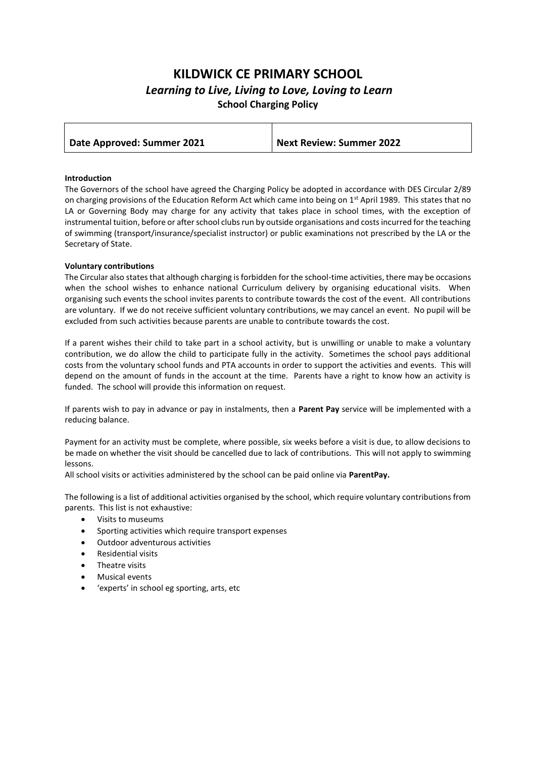# KILDWICK CE PRIMARY SCHOOL

## *Learning to Live, Living to Love, Loving to Learn*

### School Charging Policy

| Date Approved: Summer 2021 | Next Review: Summer 2022 |
|---|---|

**Introduction**

The Governors of the school have agreed the Charging Policy be adopted in accordance with DES Circular 2/89 on charging provisions of the Education Reform Act which came into being on 1st April 1989. This states that no LA or Governing Body may charge for any activity that takes place in school times, with the exception of instrumental tuition, before or after school clubs run by outside organisations and costs incurred for the teaching of swimming (transport/insurance/specialist instructor) or public examinations not prescribed by the LA or the Secretary of State.

**Voluntary contributions**

The Circular also states that although charging is forbidden for the school-time activities, there may be occasions when the school wishes to enhance national Curriculum delivery by organising educational visits. When organising such events the school invites parents to contribute towards the cost of the event. All contributions are voluntary. If we do not receive sufficient voluntary contributions, we may cancel an event. No pupil will be excluded from such activities because parents are unable to contribute towards the cost.

If a parent wishes their child to take part in a school activity, but is unwilling or unable to make a voluntary contribution, we do allow the child to participate fully in the activity. Sometimes the school pays additional costs from the voluntary school funds and PTA accounts in order to support the activities and events. This will depend on the amount of funds in the account at the time. Parents have a right to know how an activity is funded. The school will provide this information on request.

If parents wish to pay in advance or pay in instalments, then a **Parent Pay** service will be implemented with a reducing balance.

Payment for an activity must be complete, where possible, six weeks before a visit is due, to allow decisions to be made on whether the visit should be cancelled due to lack of contributions. This will not apply to swimming lessons.

All school visits or activities administered by the school can be paid online via **ParentPay.**

The following is a list of additional activities organised by the school, which require voluntary contributions from parents. This list is not exhaustive:

- Visits to museums
- Sporting activities which require transport expenses
- Outdoor adventurous activities
- Residential visits
- Theatre visits
- Musical events
- 'experts' in school eg sporting, arts, etc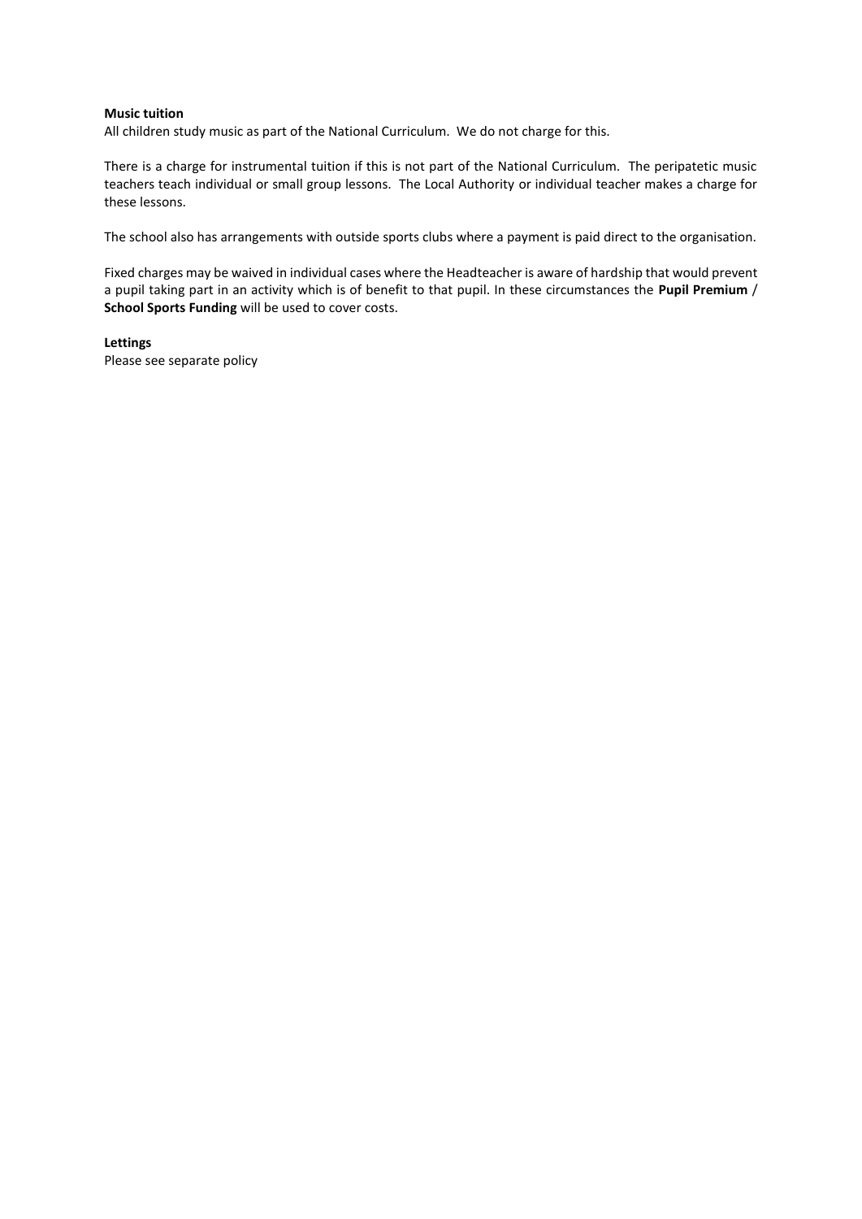**Music tuition**
All children study music as part of the National Curriculum. We do not charge for this.

There is a charge for instrumental tuition if this is not part of the National Curriculum. The peripatetic music teachers teach individual or small group lessons. The Local Authority or individual teacher makes a charge for these lessons.

The school also has arrangements with outside sports clubs where a payment is paid direct to the organisation.

Fixed charges may be waived in individual cases where the Headteacher is aware of hardship that would prevent a pupil taking part in an activity which is of benefit to that pupil. In these circumstances the **Pupil Premium** / **School Sports Funding** will be used to cover costs.

**Lettings**
Please see separate policy